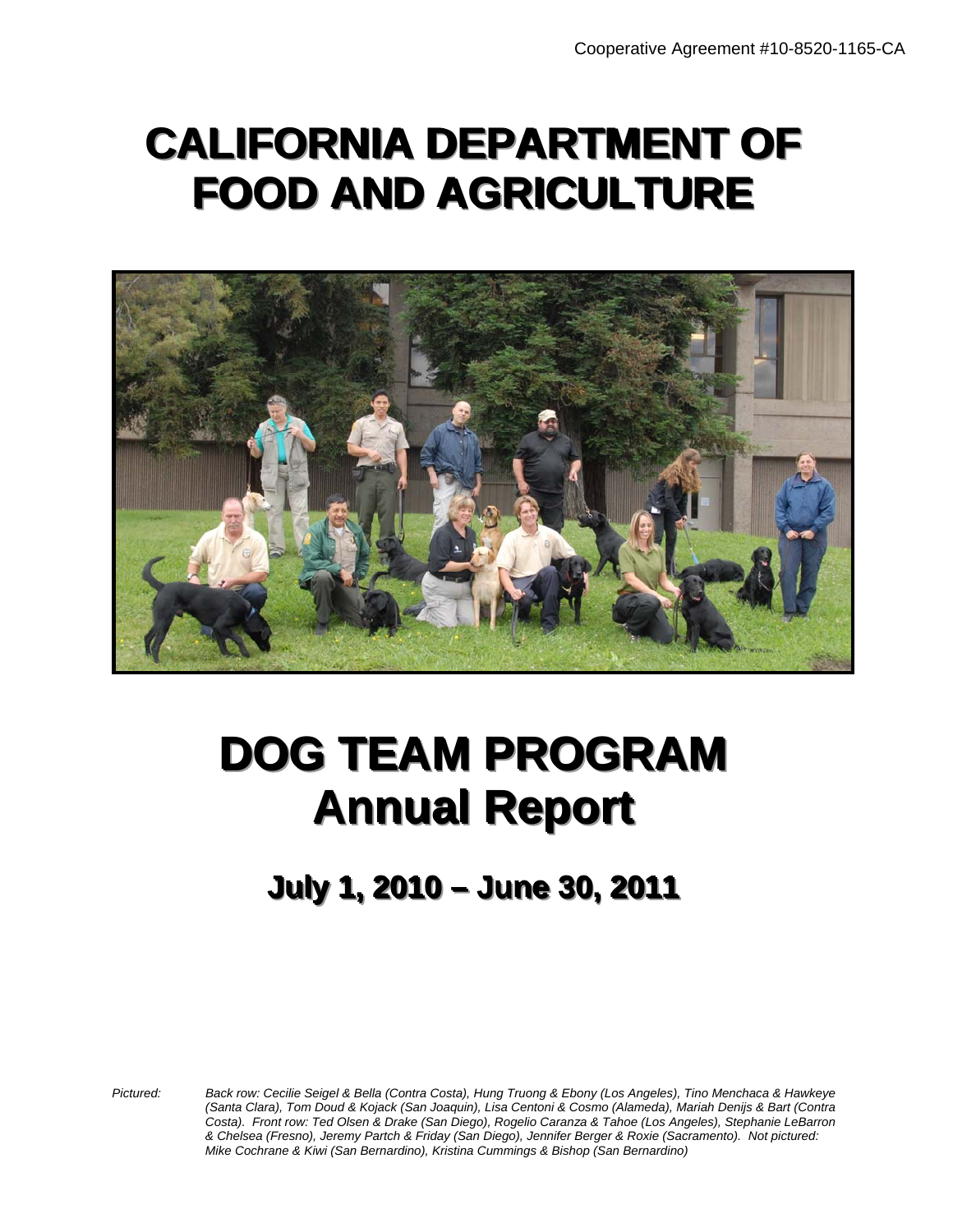Cooperative Agreement #10-8520-1165-CA

# CALIFORNIA DEPARTMENT OF FOOD AND AGRICULTURE

# DOG TEAM PROGRAM Annual Report

## July 1, 2010 – June 30, 2011

*Pictured: Back row: Cecilie Seigel & Bella (Contra Costa), Hung Truong & Ebony (Los Angeles), Tino Menchaca & Hawkeye (Santa Clara), Tom Doud & Kojack (San Joaquin), Lisa Centoni & Cosmo (Alameda), Mariah Denijs & Bart (Contra Costa). Front row: Ted Olsen & Drake (San Diego), Rogelio Caranza & Tahoe (Los Angeles), Stephanie LeBarron & Chelsea (Fresno), Jeremy Partch & Friday (San Diego), Jennifer Berger & Roxie (Sacramento). Not pictured: Mike Cochrane & Kiwi (San Bernardino), Kristina Cummings & Bishop (San Bernardino)*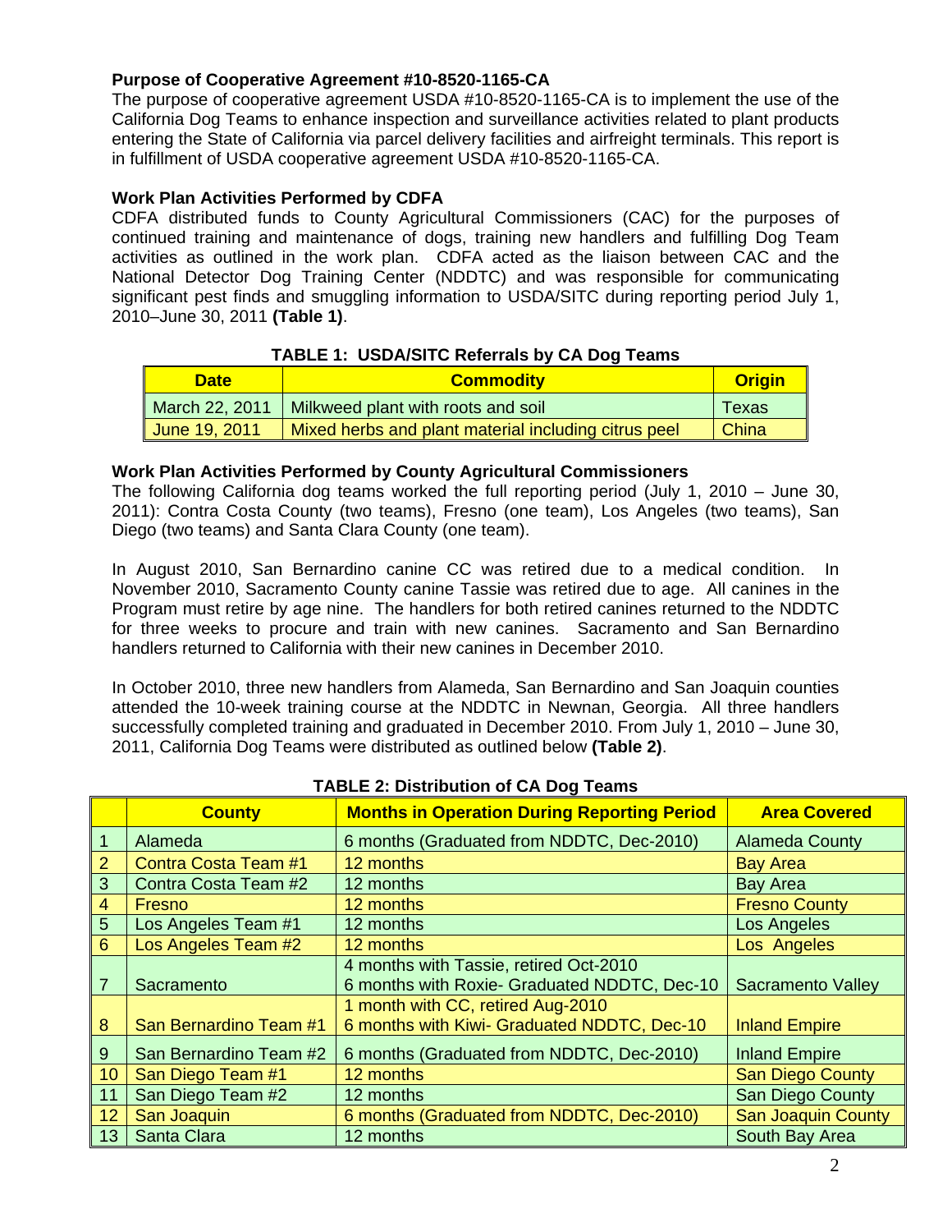### Purpose of Cooperative Agreement #10-8520-1165-CA

The purpose of cooperative agreement USDA #10-8520-1165-CA is to implement the use of the California Dog Teams to enhance inspection and surveillance activities related to plant products entering the State of California via parcel delivery facilities and airfreight terminals. This report is in fulfillment of USDA cooperative agreement USDA #10-8520-1165-CA.

### Work Plan Activities Performed by CDFA

CDFA distributed funds to County Agricultural Commissioners (CAC) for the purposes of continued training and maintenance of dogs, training new handlers and fulfilling Dog Team activities as outlined in the work plan. CDFA acted as the liaison between CAC and the National Detector Dog Training Center (NDDTC) and was responsible for communicating significant pest finds and smuggling information to USDA/SITC during reporting period July 1, 2010–June 30, 2011 **(Table 1)**.

**TABLE 1: USDA/SITC Referrals by CA Dog Teams**

| Date | Commodity | Origin |
|---|---|---|
| March 22, 2011 | Milkweed plant with roots and soil | Texas |
| June 19, 2011 | Mixed herbs and plant material including citrus peel | China |

### Work Plan Activities Performed by County Agricultural Commissioners

The following California dog teams worked the full reporting period (July 1, 2010 – June 30, 2011): Contra Costa County (two teams), Fresno (one team), Los Angeles (two teams), San Diego (two teams) and Santa Clara County (one team).

In August 2010, San Bernardino canine CC was retired due to a medical condition. In November 2010, Sacramento County canine Tassie was retired due to age. All canines in the Program must retire by age nine. The handlers for both retired canines returned to the NDDTC for three weeks to procure and train with new canines. Sacramento and San Bernardino handlers returned to California with their new canines in December 2010.

In October 2010, three new handlers from Alameda, San Bernardino and San Joaquin counties attended the 10-week training course at the NDDTC in Newnan, Georgia. All three handlers successfully completed training and graduated in December 2010. From July 1, 2010 – June 30, 2011, California Dog Teams were distributed as outlined below **(Table 2)**.

**TABLE 2: Distribution of CA Dog Teams**

| | County | Months in Operation During Reporting Period | Area Covered |
|---|---|---|---|
| 1 | Alameda | 6 months (Graduated from NDDTC, Dec-2010) | Alameda County |
| 2 | Contra Costa Team #1 | 12 months | Bay Area |
| 3 | Contra Costa Team #2 | 12 months | Bay Area |
| 4 | Fresno | 12 months | Fresno County |
| 5 | Los Angeles Team #1 | 12 months | Los Angeles |
| 6 | Los Angeles Team #2 | 12 months | Los Angeles |
| 7 | Sacramento | 4 months with Tassie, retired Oct-2010<br>6 months with Roxie- Graduated NDDTC, Dec-10 | Sacramento Valley |
| 8 | San Bernardino Team #1 | 1 month with CC, retired Aug-2010<br>6 months with Kiwi- Graduated NDDTC, Dec-10 | Inland Empire |
| 9 | San Bernardino Team #2 | 6 months (Graduated from NDDTC, Dec-2010) | Inland Empire |
| 10 | San Diego Team #1 | 12 months | San Diego County |
| 11 | San Diego Team #2 | 12 months | San Diego County |
| 12 | San Joaquin | 6 months (Graduated from NDDTC, Dec-2010) | San Joaquin County |
| 13 | Santa Clara | 12 months | South Bay Area |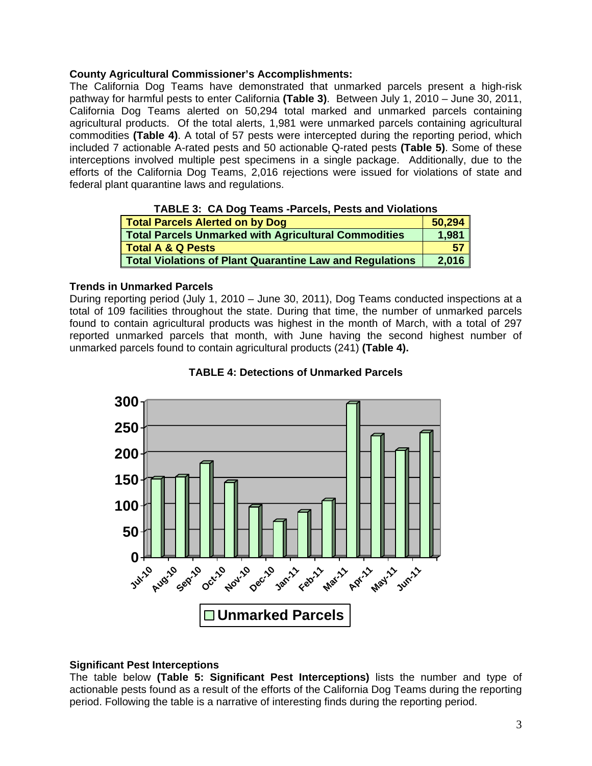### County Agricultural Commissioner's Accomplishments:

The California Dog Teams have demonstrated that unmarked parcels present a high-risk pathway for harmful pests to enter California **(Table 3)**. Between July 1, 2010 – June 30, 2011, California Dog Teams alerted on 50,294 total marked and unmarked parcels containing agricultural products. Of the total alerts, 1,981 were unmarked parcels containing agricultural commodities **(Table 4)**. A total of 57 pests were intercepted during the reporting period, which included 7 actionable A-rated pests and 50 actionable Q-rated pests **(Table 5)**. Some of these interceptions involved multiple pest specimens in a single package. Additionally, due to the efforts of the California Dog Teams, 2,016 rejections were issued for violations of state and federal plant quarantine laws and regulations.

**TABLE 3: CA Dog Teams -Parcels, Pests and Violations**

| | |
|---|---|
| **Total Parcels Alerted on by Dog** | **50,294** |
| **Total Parcels Unmarked with Agricultural Commodities** | **1,981** |
| **Total A & Q Pests** | **57** |
| **Total Violations of Plant Quarantine Law and Regulations** | **2,016** |

### Trends in Unmarked Parcels

During reporting period (July 1, 2010 – June 30, 2011), Dog Teams conducted inspections at a total of 109 facilities throughout the state. During that time, the number of unmarked parcels found to contain agricultural products was highest in the month of March, with a total of 297 reported unmarked parcels that month, with June having the second highest number of unmarked parcels found to contain agricultural products (241) **(Table 4).**

**TABLE 4: Detections of Unmarked Parcels**

### Significant Pest Interceptions

The table below **(Table 5: Significant Pest Interceptions)** lists the number and type of actionable pests found as a result of the efforts of the California Dog Teams during the reporting period. Following the table is a narrative of interesting finds during the reporting period.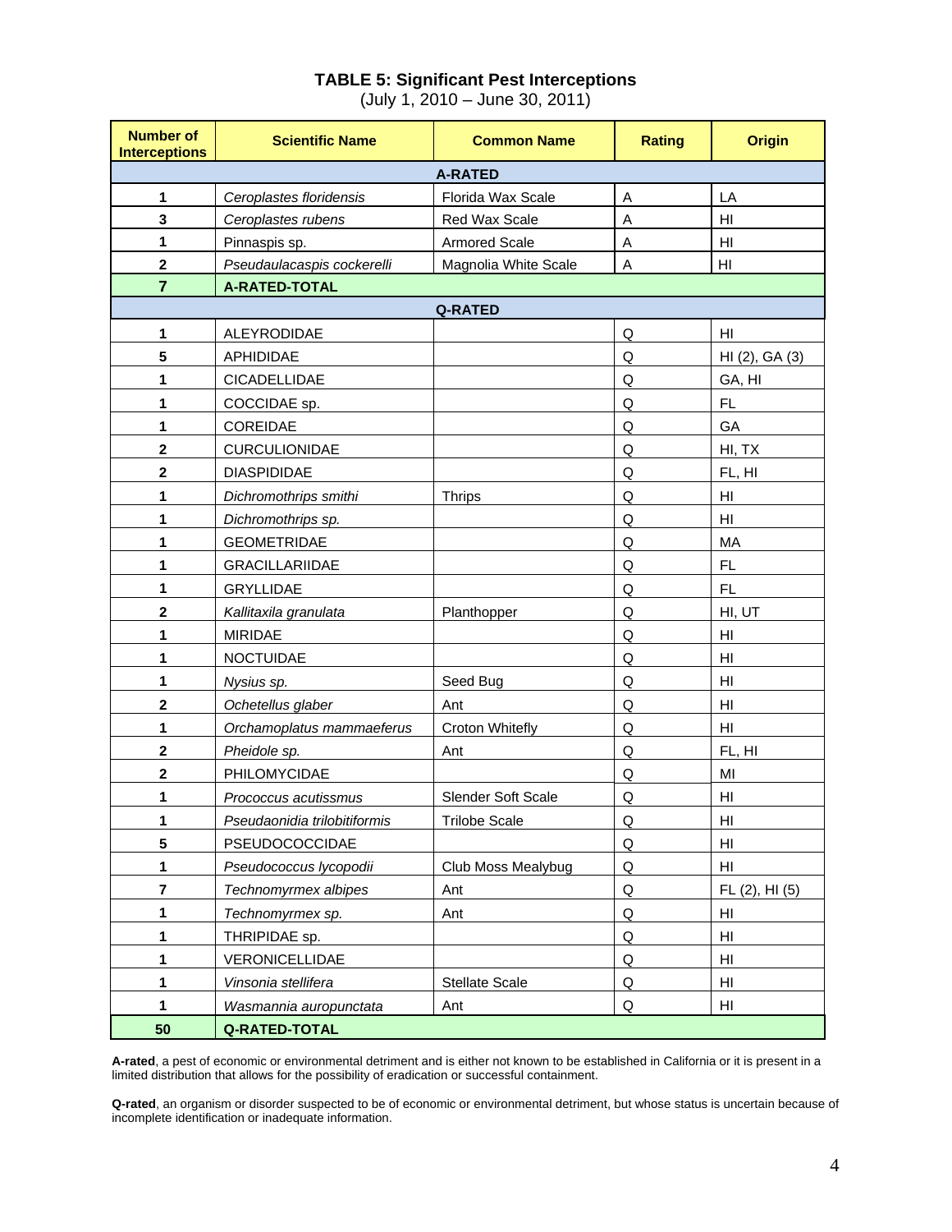# TABLE 5: Significant Pest Interceptions

(July 1, 2010 – June 30, 2011)

| Number of Interceptions | Scientific Name | Common Name | Rating | Origin |
|---|---|---|---|---|
| | **A-RATED** | | | |
| 1 | *Ceroplastes floridensis* | Florida Wax Scale | A | LA |
| 3 | *Ceroplastes rubens* | Red Wax Scale | A | HI |
| 1 | Pinnaspis sp. | Armored Scale | A | HI |
| 2 | *Pseudaulacaspis cockerelli* | Magnolia White Scale | A | HI |
| **7** | **A-RATED-TOTAL** | | | |
| | **Q-RATED** | | | |
| 1 | ALEYRODIDAE | | Q | HI |
| 5 | APHIDIDAE | | Q | HI (2), GA (3) |
| 1 | CICADELLIDAE | | Q | GA, HI |
| 1 | COCCIDAE sp. | | Q | FL |
| 1 | COREIDAE | | Q | GA |
| 2 | CURCULIONIDAE | | Q | HI, TX |
| 2 | DIASPIDIDAE | | Q | FL, HI |
| 1 | *Dichromothrips smithi* | Thrips | Q | HI |
| 1 | *Dichromothrips sp.* | | Q | HI |
| 1 | GEOMETRIDAE | | Q | MA |
| 1 | GRACILLARIIDAE | | Q | FL |
| 1 | GRYLLIDAE | | Q | FL |
| 2 | *Kallitaxila granulata* | Planthopper | Q | HI, UT |
| 1 | MIRIDAE | | Q | HI |
| 1 | NOCTUIDAE | | Q | HI |
| 1 | *Nysius sp.* | Seed Bug | Q | HI |
| 2 | *Ochetellus glaber* | Ant | Q | HI |
| 1 | *Orchamoplatus mammaeferus* | Croton Whitefly | Q | HI |
| 2 | *Pheidole sp.* | Ant | Q | FL, HI |
| 2 | PHILOMYCIDAE | | Q | MI |
| 1 | *Protococcus acutissmus* | Slender Soft Scale | Q | HI |
| 1 | *Pseudaonidia trilobitiformis* | Trilobe Scale | Q | HI |
| 5 | PSEUDOCOCCIDAE | | Q | HI |
| 1 | *Pseudococcus lycopodii* | Club Moss Mealybug | Q | HI |
| 7 | *Technomyrmex albipes* | Ant | Q | FL (2), HI (5) |
| 1 | *Technomyrmex sp.* | Ant | Q | HI |
| 1 | THRIPIDAE sp. | | Q | HI |
| 1 | VERONICELLIDAE | | Q | HI |
| 1 | *Vinsonia stellifera* | Stellate Scale | Q | HI |
| 1 | *Wasmannia auropunctata* | Ant | Q | HI |
| **50** | **Q-RATED-TOTAL** | | | |

**A-rated**, a pest of economic or environmental detriment and is either not known to be established in California or it is present in a limited distribution that allows for the possibility of eradication or successful containment.

**Q-rated**, an organism or disorder suspected to be of economic or environmental detriment, but whose status is uncertain because of incomplete identification or inadequate information.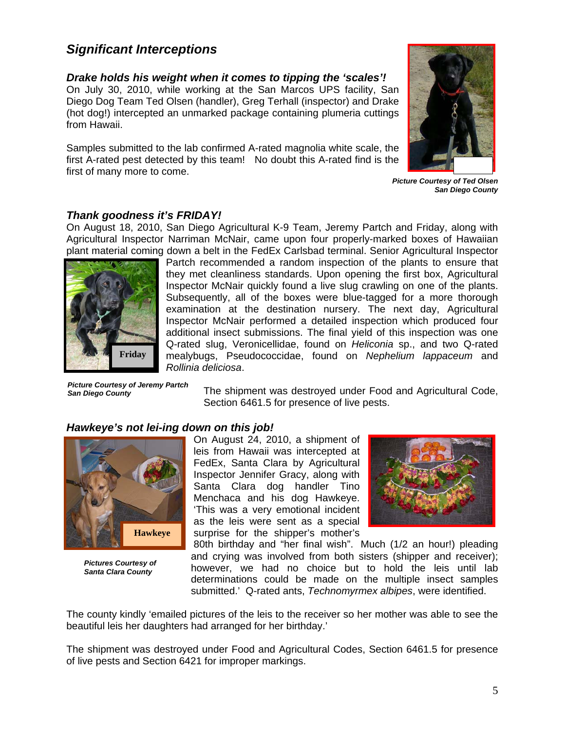## *Significant Interceptions*

### *Drake holds his weight when it comes to tipping the 'scales'!*

On July 30, 2010, while working at the San Marcos UPS facility, San Diego Dog Team Ted Olsen (handler), Greg Terhall (inspector) and Drake (hot dog!) intercepted an unmarked package containing plumeria cuttings from Hawaii.

Samples submitted to the lab confirmed A-rated magnolia white scale, the first A-rated pest detected by this team! No doubt this A-rated find is the first of many more to come.

***Picture Courtesy of Ted Olsen***
***San Diego County***

### *Thank goodness it's FRIDAY!*

On August 18, 2010, San Diego Agricultural K-9 Team, Jeremy Partch and Friday, along with Agricultural Inspector Narriman McNair, came upon four properly-marked boxes of Hawaiian plant material coming down a belt in the FedEx Carlsbad terminal. Senior Agricultural Inspector Partch recommended a random inspection of the plants to ensure that they met cleanliness standards. Upon opening the first box, Agricultural Inspector McNair quickly found a live slug crawling on one of the plants. Subsequently, all of the boxes were blue-tagged for a more thorough examination at the destination nursery. The next day, Agricultural Inspector McNair performed a detailed inspection which produced four additional insect submissions. The final yield of this inspection was one Q-rated slug, Veronicellidae, found on *Heliconia* sp., and two Q-rated mealybugs, Pseudococcidae, found on *Nephelium lappaceum* and *Rollinia deliciosa*.

**Friday**

***Picture Courtesy of Jeremy Partch***
***San Diego County***

The shipment was destroyed under Food and Agricultural Code, Section 6461.5 for presence of live pests.

### *Hawkeye's not lei-ing down on this job!*

**Hawkeye**

***Pictures Courtesy of***
***Santa Clara County***

On August 24, 2010, a shipment of leis from Hawaii was intercepted at FedEx, Santa Clara by Agricultural Inspector Jennifer Gracy, along with Santa Clara dog handler Tino Menchaca and his dog Hawkeye. 'This was a very emotional incident as the leis were sent as a special surprise for the shipper's mother's 80th birthday and "her final wish". Much (1/2 an hour!) pleading and crying was involved from both sisters (shipper and receiver); however, we had no choice but to hold the leis until lab determinations could be made on the multiple insect samples submitted.' Q-rated ants, *Technomyrmex albipes*, were identified.

The county kindly 'emailed pictures of the leis to the receiver so her mother was able to see the beautiful leis her daughters had arranged for her birthday.'

The shipment was destroyed under Food and Agricultural Codes, Section 6461.5 for presence of live pests and Section 6421 for improper markings.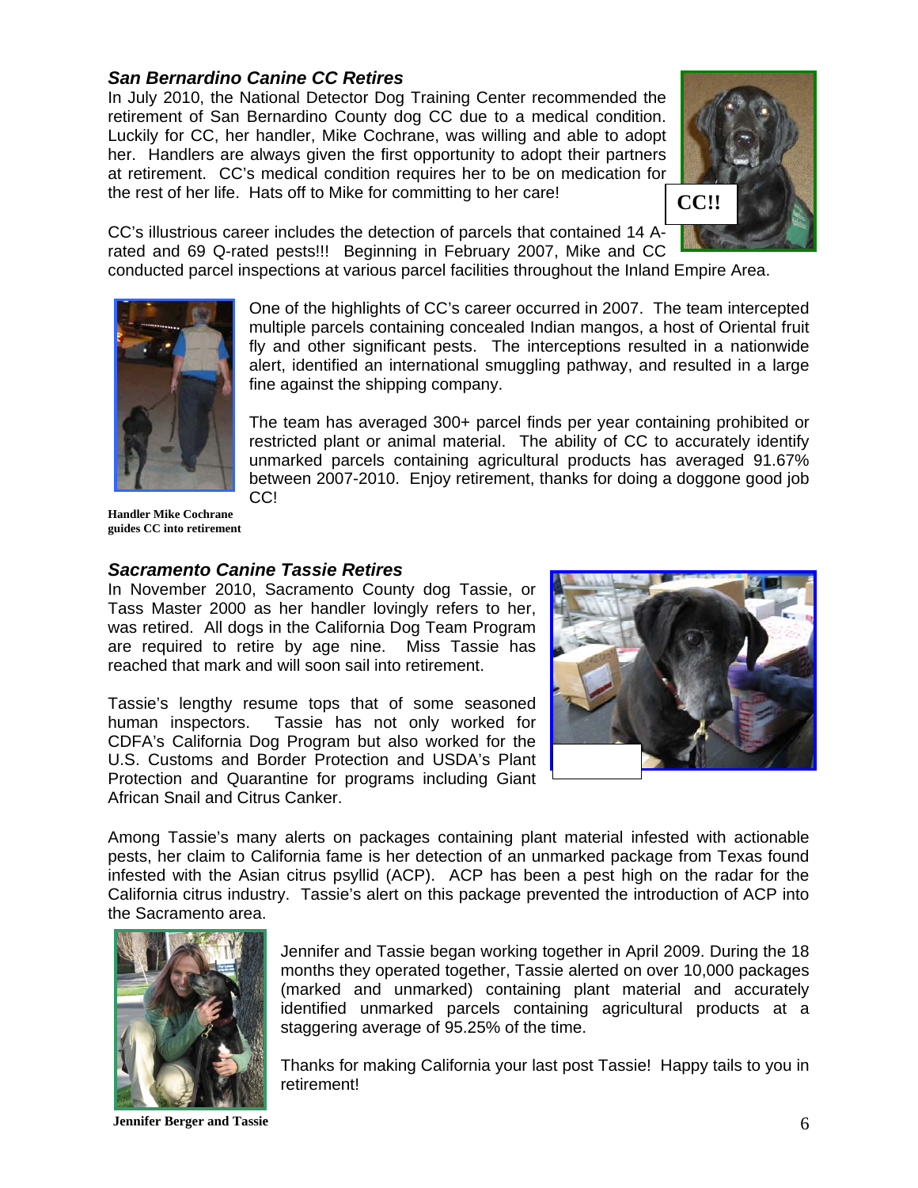### *San Bernardino Canine CC Retires*

In July 2010, the National Detector Dog Training Center recommended the retirement of San Bernardino County dog CC due to a medical condition. Luckily for CC, her handler, Mike Cochrane, was willing and able to adopt her. Handlers are always given the first opportunity to adopt their partners at retirement. CC's medical condition requires her to be on medication for the rest of her life. Hats off to Mike for committing to her care!

**CC!!**

CC's illustrious career includes the detection of parcels that contained 14 A-rated and 69 Q-rated pests!!! Beginning in February 2007, Mike and CC conducted parcel inspections at various parcel facilities throughout the Inland Empire Area.

One of the highlights of CC's career occurred in 2007. The team intercepted multiple parcels containing concealed Indian mangos, a host of Oriental fruit fly and other significant pests. The interceptions resulted in a nationwide alert, identified an international smuggling pathway, and resulted in a large fine against the shipping company.

The team has averaged 300+ parcel finds per year containing prohibited or restricted plant or animal material. The ability of CC to accurately identify unmarked parcels containing agricultural products has averaged 91.67% between 2007-2010. Enjoy retirement, thanks for doing a doggone good job CC!

**Handler Mike Cochrane guides CC into retirement**

### *Sacramento Canine Tassie Retires*

In November 2010, Sacramento County dog Tassie, or Tass Master 2000 as her handler lovingly refers to her, was retired. All dogs in the California Dog Team Program are required to retire by age nine. Miss Tassie has reached that mark and will soon sail into retirement.

Tassie's lengthy resume tops that of some seasoned human inspectors. Tassie has not only worked for CDFA's California Dog Program but also worked for the U.S. Customs and Border Protection and USDA's Plant Protection and Quarantine for programs including Giant African Snail and Citrus Canker.

Among Tassie's many alerts on packages containing plant material infested with actionable pests, her claim to California fame is her detection of an unmarked package from Texas found infested with the Asian citrus psyllid (ACP). ACP has been a pest high on the radar for the California citrus industry. Tassie's alert on this package prevented the introduction of ACP into the Sacramento area.

Jennifer and Tassie began working together in April 2009. During the 18 months they operated together, Tassie alerted on over 10,000 packages (marked and unmarked) containing plant material and accurately identified unmarked parcels containing agricultural products at a staggering average of 95.25% of the time.

Thanks for making California your last post Tassie! Happy tails to you in retirement!

**Jennifer Berger and Tassie**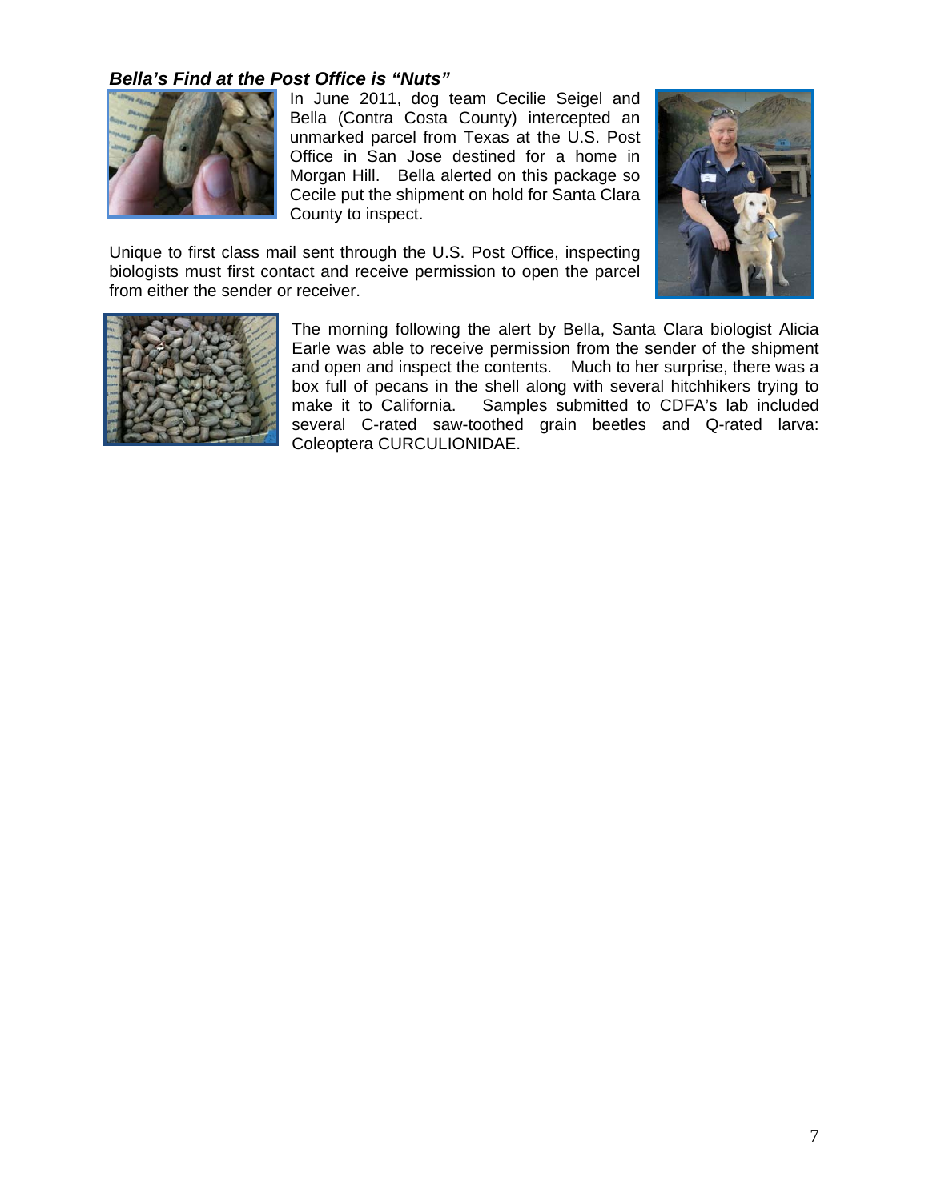## *Bella's Find at the Post Office is "Nuts"*

In June 2011, dog team Cecilie Seigel and Bella (Contra Costa County) intercepted an unmarked parcel from Texas at the U.S. Post Office in San Jose destined for a home in Morgan Hill. Bella alerted on this package so Cecile put the shipment on hold for Santa Clara County to inspect.

Unique to first class mail sent through the U.S. Post Office, inspecting biologists must first contact and receive permission to open the parcel from either the sender or receiver.

The morning following the alert by Bella, Santa Clara biologist Alicia Earle was able to receive permission from the sender of the shipment and open and inspect the contents. Much to her surprise, there was a box full of pecans in the shell along with several hitchhikers trying to make it to California. Samples submitted to CDFA's lab included several C-rated saw-toothed grain beetles and Q-rated larva: Coleoptera CURCULIONIDAE.